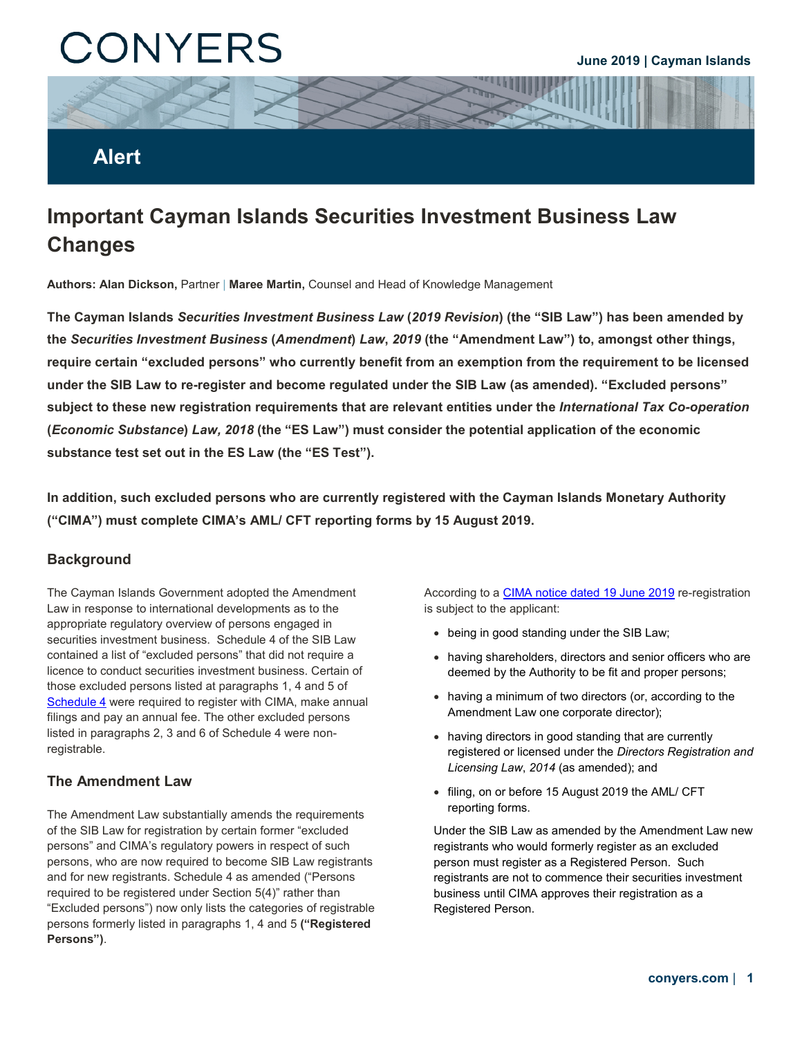CONYERS

June 2019 | Cayman Islands

Alert

# Important Cayman Islands Securities Investment Business Law Changes

**Authors: Alan Dickson,** Partner | **Maree Martin,** Counsel and Head of Knowledge Management

**The Cayman Islands *Securities Investment Business Law* (*2019 Revision*) (the "SIB Law") has been amended by the *Securities Investment Business* (*Amendment*) *Law*, *2019* (the "Amendment Law") to, amongst other things, require certain "excluded persons" who currently benefit from an exemption from the requirement to be licensed under the SIB Law to re-register and become regulated under the SIB Law (as amended). "Excluded persons" subject to these new registration requirements that are relevant entities under the *International Tax Co-operation* (*Economic Substance*) *Law, 2018* (the "ES Law") must consider the potential application of the economic substance test set out in the ES Law (the "ES Test").**

**In addition, such excluded persons who are currently registered with the Cayman Islands Monetary Authority ("CIMA") must complete CIMA's AML/ CFT reporting forms by 15 August 2019.**

## Background

The Cayman Islands Government adopted the Amendment Law in response to international developments as to the appropriate regulatory overview of persons engaged in securities investment business. Schedule 4 of the SIB Law contained a list of "excluded persons" that did not require a licence to conduct securities investment business. Certain of those excluded persons listed at paragraphs 1, 4 and 5 of Schedule 4 were required to register with CIMA, make annual filings and pay an annual fee. The other excluded persons listed in paragraphs 2, 3 and 6 of Schedule 4 were non-registrable.

## The Amendment Law

The Amendment Law substantially amends the requirements of the SIB Law for registration by certain former "excluded persons" and CIMA's regulatory powers in respect of such persons, who are now required to become SIB Law registrants and for new registrants. Schedule 4 as amended ("Persons required to be registered under Section 5(4)" rather than "Excluded persons") now only lists the categories of registrable persons formerly listed in paragraphs 1, 4 and 5 **("Registered Persons")**.

According to a CIMA notice dated 19 June 2019 re-registration is subject to the applicant:

- being in good standing under the SIB Law;
- having shareholders, directors and senior officers who are deemed by the Authority to be fit and proper persons;
- having a minimum of two directors (or, according to the Amendment Law one corporate director);
- having directors in good standing that are currently registered or licensed under the *Directors Registration and Licensing Law*, *2014* (as amended); and
- filing, on or before 15 August 2019 the AML/ CFT reporting forms.

Under the SIB Law as amended by the Amendment Law new registrants who would formerly register as an excluded person must register as a Registered Person. Such registrants are not to commence their securities investment business until CIMA approves their registration as a Registered Person.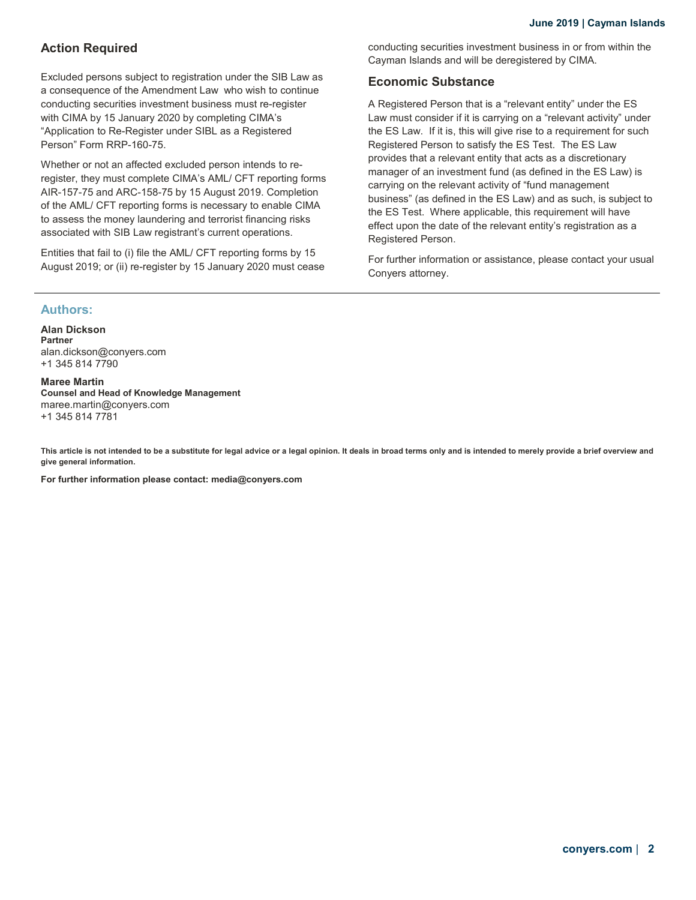## Action Required

Excluded persons subject to registration under the SIB Law as a consequence of the Amendment Law who wish to continue conducting securities investment business must re-register with CIMA by 15 January 2020 by completing CIMA's "Application to Re-Register under SIBL as a Registered Person" Form RRP-160-75.

Whether or not an affected excluded person intends to re-register, they must complete CIMA's AML/ CFT reporting forms AIR-157-75 and ARC-158-75 by 15 August 2019. Completion of the AML/ CFT reporting forms is necessary to enable CIMA to assess the money laundering and terrorist financing risks associated with SIB Law registrant's current operations.

Entities that fail to (i) file the AML/ CFT reporting forms by 15 August 2019; or (ii) re-register by 15 January 2020 must cease conducting securities investment business in or from within the Cayman Islands and will be deregistered by CIMA.

## Economic Substance

A Registered Person that is a "relevant entity" under the ES Law must consider if it is carrying on a "relevant activity" under the ES Law. If it is, this will give rise to a requirement for such Registered Person to satisfy the ES Test. The ES Law provides that a relevant entity that acts as a discretionary manager of an investment fund (as defined in the ES Law) is carrying on the relevant activity of "fund management business" (as defined in the ES Law) and as such, is subject to the ES Test. Where applicable, this requirement will have effect upon the date of the relevant entity's registration as a Registered Person.

For further information or assistance, please contact your usual Conyers attorney.

---

### Authors:

**Alan Dickson**
**Partner**
alan.dickson@conyers.com
+1 345 814 7790

**Maree Martin**
**Counsel and Head of Knowledge Management**
maree.martin@conyers.com
+1 345 814 7781

**This article is not intended to be a substitute for legal advice or a legal opinion. It deals in broad terms only and is intended to merely provide a brief overview and give general information.**

**For further information please contact: media@conyers.com**